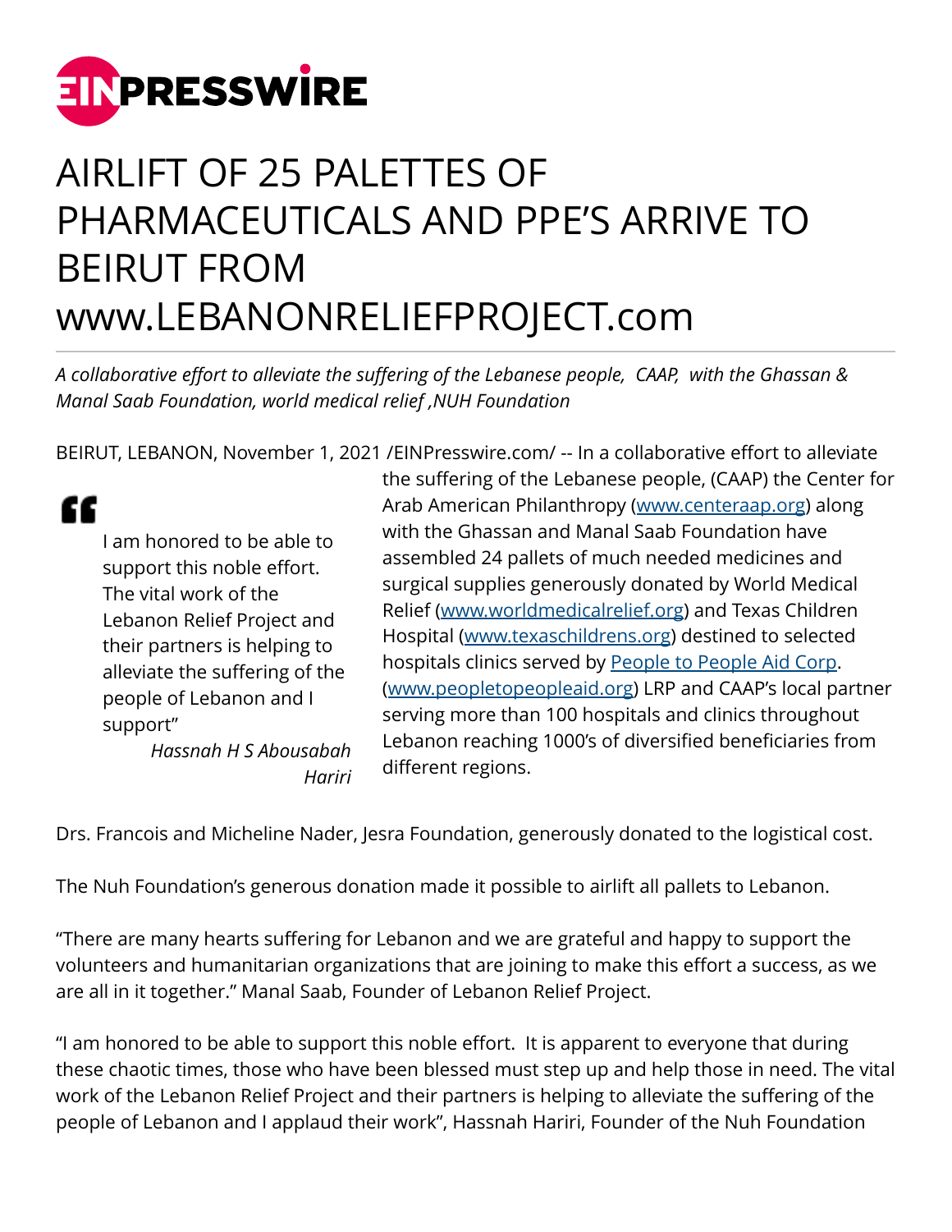# AIRLIFT OF 25 PALETTES OF PHARMACEUTICALS AND PPE'S ARRIVE TO BEIRUT FROM www.LEBANONRELIEFPROJECT.com

*A collaborative effort to alleviate the suffering of the Lebanese people, CAAP, with the Ghassan & Manal Saab Foundation, world medical relief ,NUH Foundation*

BEIRUT, LEBANON, November 1, 2021 /EINPresswire.com/ -- In a collaborative effort to alleviate the suffering of the Lebanese people, (CAAP) the Center for Arab American Philanthropy ([www.centeraap.org](www.centeraap.org)) along with the Ghassan and Manal Saab Foundation have assembled 24 pallets of much needed medicines and surgical supplies generously donated by World Medical Relief ([www.worldmedicalrelief.org](www.worldmedicalrelief.org)) and Texas Children Hospital ([www.texaschildrens.org](www.texaschildrens.org)) destined to selected hospitals clinics served by [People to People Aid Corp](www.peopletopeopleaid.org). ([www.peopletopeopleaid.org](www.peopletopeopleaid.org)) LRP and CAAP's local partner serving more than 100 hospitals and clinics throughout Lebanon reaching 1000's of diversified beneficiaries from different regions.

> "I am honored to be able to support this noble effort. The vital work of the Lebanon Relief Project and their partners is helping to alleviate the suffering of the people of Lebanon and I support"
>
> *Hassnah H S Abousabah Hariri*

Drs. Francois and Micheline Nader, Jesra Foundation, generously donated to the logistical cost.

The Nuh Foundation's generous donation made it possible to airlift all pallets to Lebanon.

"There are many hearts suffering for Lebanon and we are grateful and happy to support the volunteers and humanitarian organizations that are joining to make this effort a success, as we are all in it together." Manal Saab, Founder of Lebanon Relief Project.

"I am honored to be able to support this noble effort. It is apparent to everyone that during these chaotic times, those who have been blessed must step up and help those in need. The vital work of the Lebanon Relief Project and their partners is helping to alleviate the suffering of the people of Lebanon and I applaud their work", Hassnah Hariri, Founder of the Nuh Foundation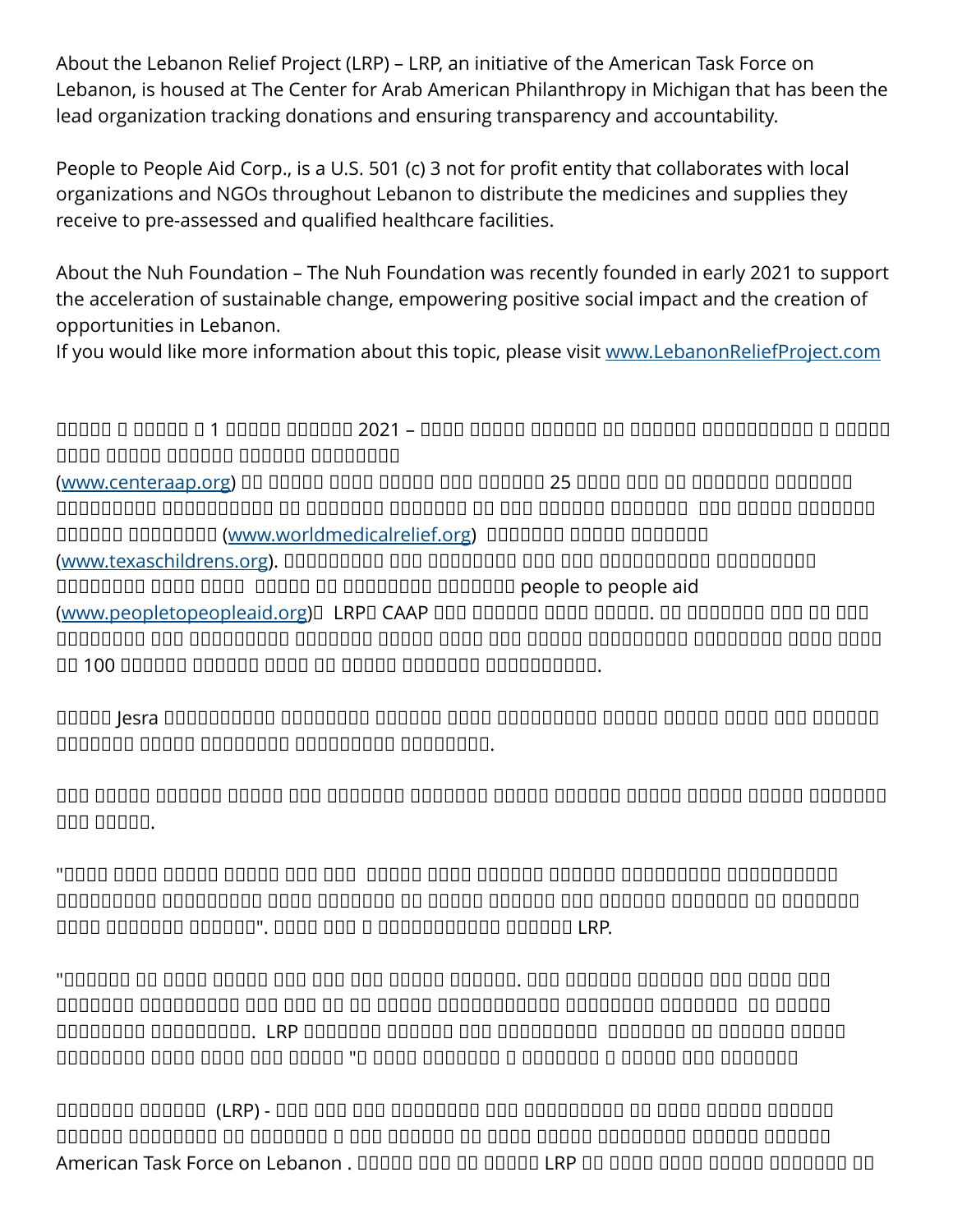About the Lebanon Relief Project (LRP) – LRP, an initiative of the American Task Force on Lebanon, is housed at The Center for Arab American Philanthropy in Michigan that has been the lead organization tracking donations and ensuring transparency and accountability.

People to People Aid Corp., is a U.S. 501 (c) 3 not for profit entity that collaborates with local organizations and NGOs throughout Lebanon to distribute the medicines and supplies they receive to pre-assessed and qualified healthcare facilities.

About the Nuh Foundation – The Nuh Foundation was recently founded in early 2021 to support the acceleration of sustainable change, empowering positive social impact and the creation of opportunities in Lebanon.
If you would like more information about this topic, please visit [www.LebanonReliefProject.com](http://www.LebanonReliefProject.com)

1 2021 –
([www.centeraap.org](http://www.centeraap.org)) 25 ([www.worldmedicalrelief.org](http://www.worldmedicalrelief.org)) ([www.texaschildrens.org](http://www.texaschildrens.org)). people to people aid ([www.peopletopeopleaid.org](http://www.peopletopeopleaid.org)) LRP CAAP . 100 .

Jesra .

.

"". LRP.

". . LRP "

(LRP) - American Task Force on Lebanon . LRP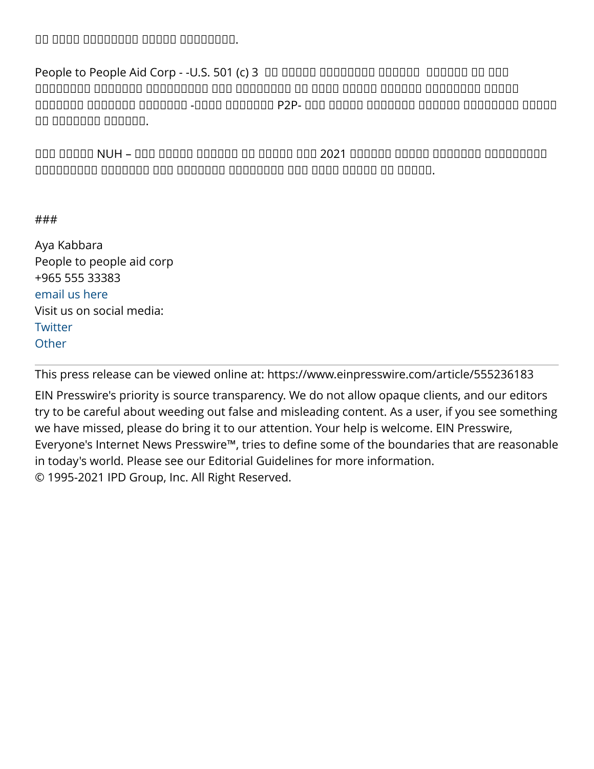□□ □□□□□ □□□□□□□□□□ □□□□□□ □□□□□□□□□□.

People to People Aid Corp - -U.S. 501 (c) 3 □□ □□□□□□ □□□□□□□□□□ □□□□□□□ □□□□□□□ □□ □□□□ □□□□□□□□□ □□□□□□□□ □□□□□□□□□□ □□□□ □□□□□□□□□ □□ □□□□□ □□□□□□ □□□□□□□ □□□□□□□□□ □□□□□□ □□□□□□□□ □□□□□□□□ □□□□□□□□ -□□□□□ □□□□□□□□ P2P- □□□ □□□□□□ □□□□□□□□ □□□□□□□ □□□□□□□□□ □□□□□□ □□ □□□□□□□□ □□□□□□□.

□□□ □□□□□□ NUH – □□□ □□□□□□ □□□□□□□ □□ □□□□□□ □□□□ 2021 □□□□□□□ □□□□□□ □□□□□□□□□ □□□□□□□□□□□ □□□□□□□□□□ □□□□□□□□ □□□□ □□□□□□□□□ □□□□□□□□□□ □□□□ □□□□□ □□□□□□ □□ □□□□□□.

###

Aya Kabbara
People to people aid corp
+965 555 33383
email us here
Visit us on social media:
Twitter
Other

---

This press release can be viewed online at: https://www.einpresswire.com/article/555236183

EIN Presswire's priority is source transparency. We do not allow opaque clients, and our editors try to be careful about weeding out false and misleading content. As a user, if you see something we have missed, please do bring it to our attention. Your help is welcome. EIN Presswire, Everyone's Internet News Presswire™, tries to define some of the boundaries that are reasonable in today's world. Please see our Editorial Guidelines for more information.
© 1995-2021 IPD Group, Inc. All Right Reserved.